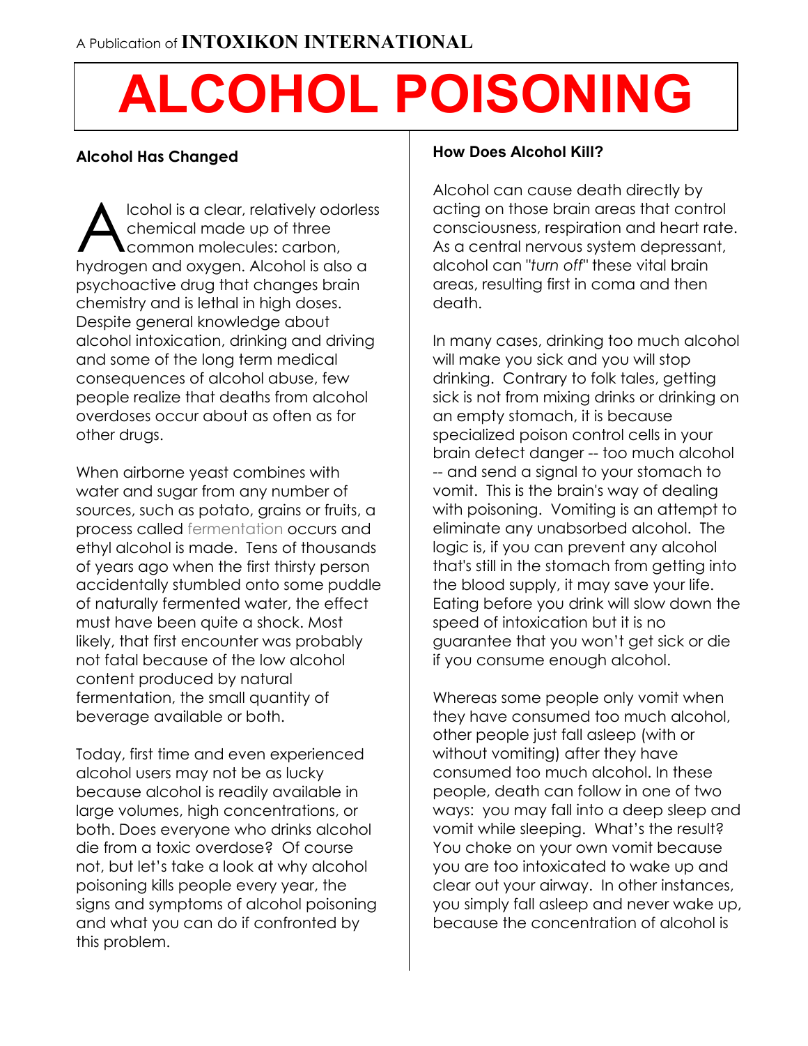A Publication of **INTOXIKON INTERNATIONAL**

# ALCOHOL POISONING

### Alcohol Has Changed

Alcohol is a clear, relatively odorless chemical made up of three common molecules: carbon, hydrogen and oxygen. Alcohol is also a psychoactive drug that changes brain chemistry and is lethal in high doses. Despite general knowledge about alcohol intoxication, drinking and driving and some of the long term medical consequences of alcohol abuse, few people realize that deaths from alcohol overdoses occur about as often as for other drugs.

When airborne yeast combines with water and sugar from any number of sources, such as potato, grains or fruits, a process called fermentation occurs and ethyl alcohol is made. Tens of thousands of years ago when the first thirsty person accidentally stumbled onto some puddle of naturally fermented water, the effect must have been quite a shock. Most likely, that first encounter was probably not fatal because of the low alcohol content produced by natural fermentation, the small quantity of beverage available or both.

Today, first time and even experienced alcohol users may not be as lucky because alcohol is readily available in large volumes, high concentrations, or both. Does everyone who drinks alcohol die from a toxic overdose? Of course not, but let's take a look at why alcohol poisoning kills people every year, the signs and symptoms of alcohol poisoning and what you can do if confronted by this problem.

### How Does Alcohol Kill?

Alcohol can cause death directly by acting on those brain areas that control consciousness, respiration and heart rate. As a central nervous system depressant, alcohol can "*turn off*" these vital brain areas, resulting first in coma and then death.

In many cases, drinking too much alcohol will make you sick and you will stop drinking. Contrary to folk tales, getting sick is not from mixing drinks or drinking on an empty stomach, it is because specialized poison control cells in your brain detect danger -- too much alcohol -- and send a signal to your stomach to vomit. This is the brain's way of dealing with poisoning. Vomiting is an attempt to eliminate any unabsorbed alcohol. The logic is, if you can prevent any alcohol that's still in the stomach from getting into the blood supply, it may save your life. Eating before you drink will slow down the speed of intoxication but it is no guarantee that you won't get sick or die if you consume enough alcohol.

Whereas some people only vomit when they have consumed too much alcohol, other people just fall asleep (with or without vomiting) after they have consumed too much alcohol. In these people, death can follow in one of two ways: you may fall into a deep sleep and vomit while sleeping. What's the result? You choke on your own vomit because you are too intoxicated to wake up and clear out your airway. In other instances, you simply fall asleep and never wake up, because the concentration of alcohol is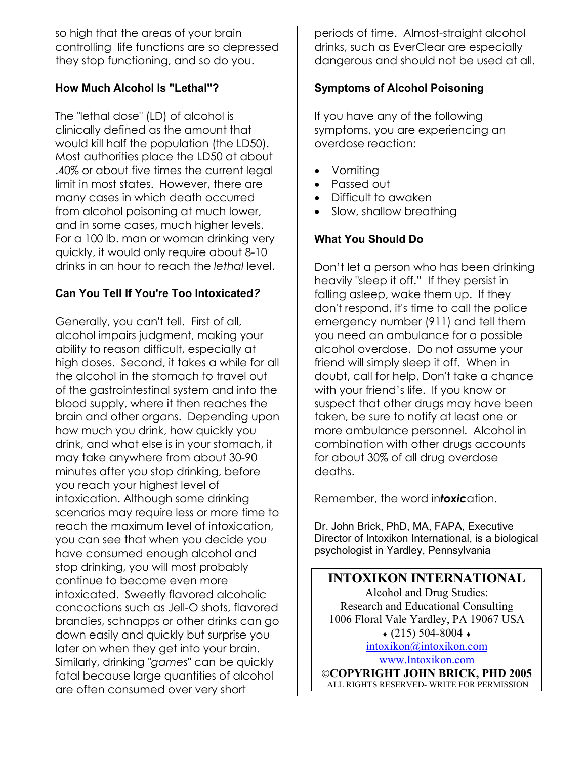so high that the areas of your brain controlling life functions are so depressed they stop functioning, and so do you.

### How Much Alcohol Is "Lethal"?

The "lethal dose" (LD) of alcohol is clinically defined as the amount that would kill half the population (the LD50). Most authorities place the LD50 at about .40% or about five times the current legal limit in most states. However, there are many cases in which death occurred from alcohol poisoning at much lower, and in some cases, much higher levels. For a 100 lb. man or woman drinking very quickly, it would only require about 8-10 drinks in an hour to reach the *lethal* level.

### Can You Tell If You're Too Intoxicated?

Generally, you can't tell. First of all, alcohol impairs judgment, making your ability to reason difficult, especially at high doses. Second, it takes a while for all the alcohol in the stomach to travel out of the gastrointestinal system and into the blood supply, where it then reaches the brain and other organs. Depending upon how much you drink, how quickly you drink, and what else is in your stomach, it may take anywhere from about 30-90 minutes after you stop drinking, before you reach your highest level of intoxication. Although some drinking scenarios may require less or more time to reach the maximum level of intoxication, you can see that when you decide you have consumed enough alcohol and stop drinking, you will most probably continue to become even more intoxicated. Sweetly flavored alcoholic concoctions such as Jell-O shots, flavored brandies, schnapps or other drinks can go down easily and quickly but surprise you later on when they get into your brain. Similarly, drinking "*games*" can be quickly fatal because large quantities of alcohol are often consumed over very short periods of time. Almost-straight alcohol drinks, such as EverClear are especially dangerous and should not be used at all.

### Symptoms of Alcohol Poisoning

If you have any of the following symptoms, you are experiencing an overdose reaction:

- Vomiting
- Passed out
- Difficult to awaken
- Slow, shallow breathing

### What You Should Do

Don't let a person who has been drinking heavily "sleep it off." If they persist in falling asleep, wake them up. If they don't respond, it's time to call the police emergency number (911) and tell them you need an ambulance for a possible alcohol overdose. Do not assume your friend will simply sleep it off. When in doubt, call for help. Don't take a chance with your friend's life. If you know or suspect that other drugs may have been taken, be sure to notify at least one or more ambulance personnel. Alcohol in combination with other drugs accounts for about 30% of all drug overdose deaths.

Remember, the word in***toxic***ation.

---

Dr. John Brick, PhD, MA, FAPA, Executive Director of Intoxikon International, is a biological psychologist in Yardley, Pennsylvania

**INTOXIKON INTERNATIONAL**
Alcohol and Drug Studies:
Research and Educational Consulting
1006 Floral Vale Yardley, PA 19067 USA
♦ (215) 504-8004 ♦
intoxikon@intoxikon.com
www.Intoxikon.com
©**COPYRIGHT JOHN BRICK, PHD 2005**
ALL RIGHTS RESERVED- WRITE FOR PERMISSION